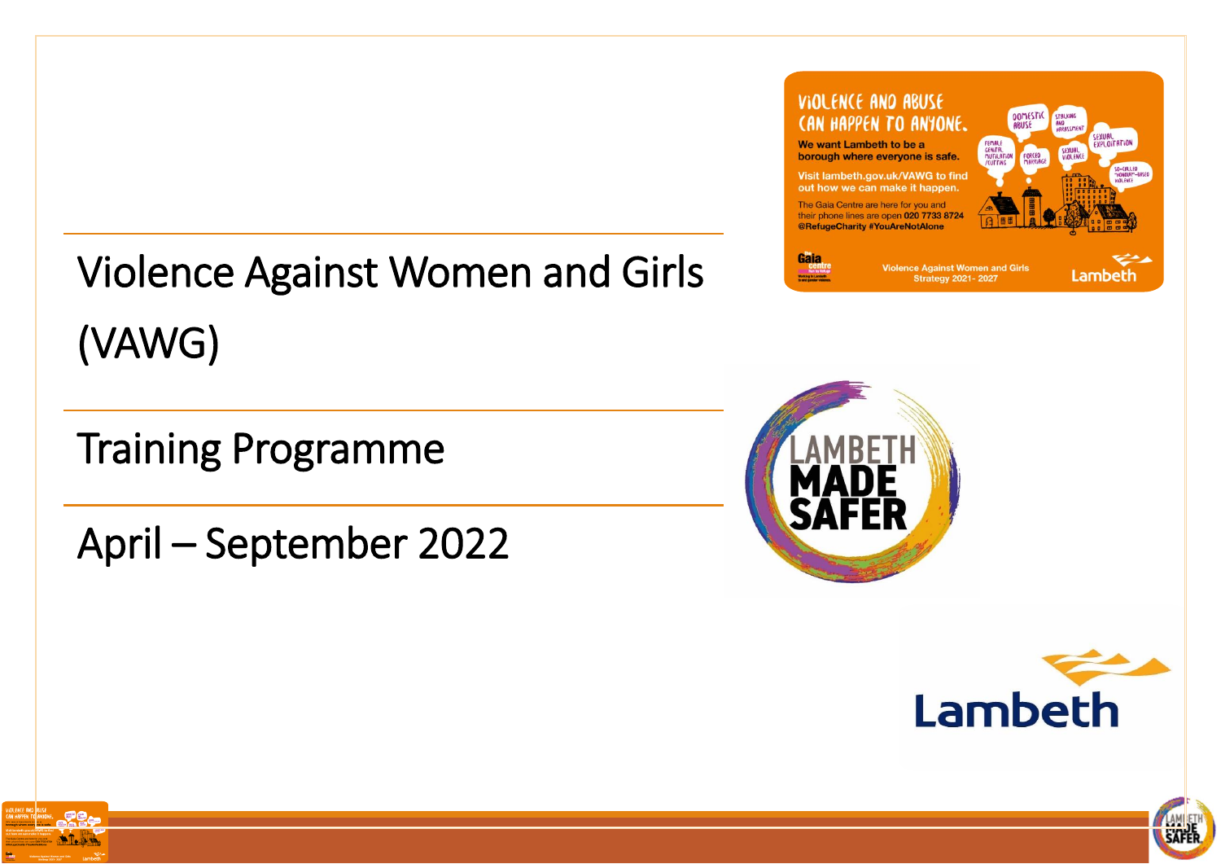# Violence Against Women and Girls (VAWG)

## Training Programme

## April – September 2022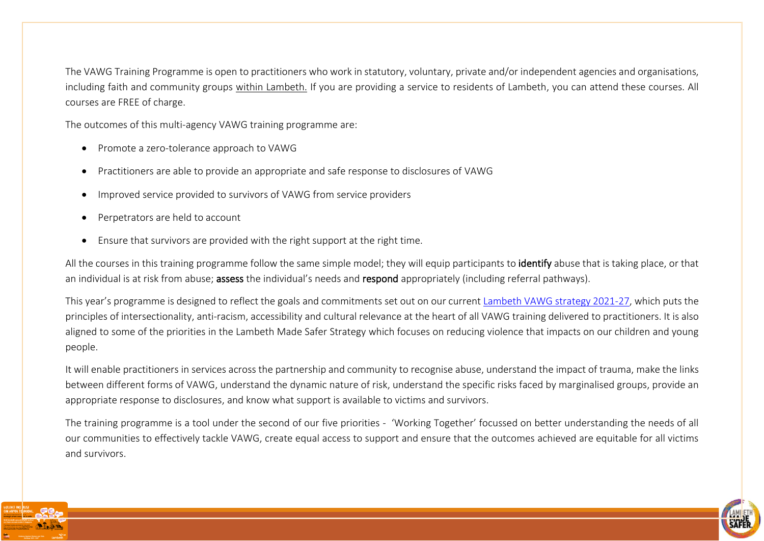The VAWG Training Programme is open to practitioners who work in statutory, voluntary, private and/or independent agencies and organisations, including faith and community groups within Lambeth. If you are providing a service to residents of Lambeth, you can attend these courses. All courses are FREE of charge.

The outcomes of this multi-agency VAWG training programme are:

- Promote a zero-tolerance approach to VAWG
- Practitioners are able to provide an appropriate and safe response to disclosures of VAWG
- Improved service provided to survivors of VAWG from service providers
- Perpetrators are held to account
- Ensure that survivors are provided with the right support at the right time.

All the courses in this training programme follow the same simple model; they will equip participants to **identify** abuse that is taking place, or that an individual is at risk from abuse; **assess** the individual's needs and **respond** appropriately (including referral pathways).

This year's programme is designed to reflect the goals and commitments set out on our current Lambeth VAWG strategy 2021-27, which puts the principles of intersectionality, anti-racism, accessibility and cultural relevance at the heart of all VAWG training delivered to practitioners. It is also aligned to some of the priorities in the Lambeth Made Safer Strategy which focuses on reducing violence that impacts on our children and young people.

It will enable practitioners in services across the partnership and community to recognise abuse, understand the impact of trauma, make the links between different forms of VAWG, understand the dynamic nature of risk, understand the specific risks faced by marginalised groups, provide an appropriate response to disclosures, and know what support is available to victims and survivors.

The training programme is a tool under the second of our five priorities - 'Working Together' focussed on better understanding the needs of all our communities to effectively tackle VAWG, create equal access to support and ensure that the outcomes achieved are equitable for all victims and survivors.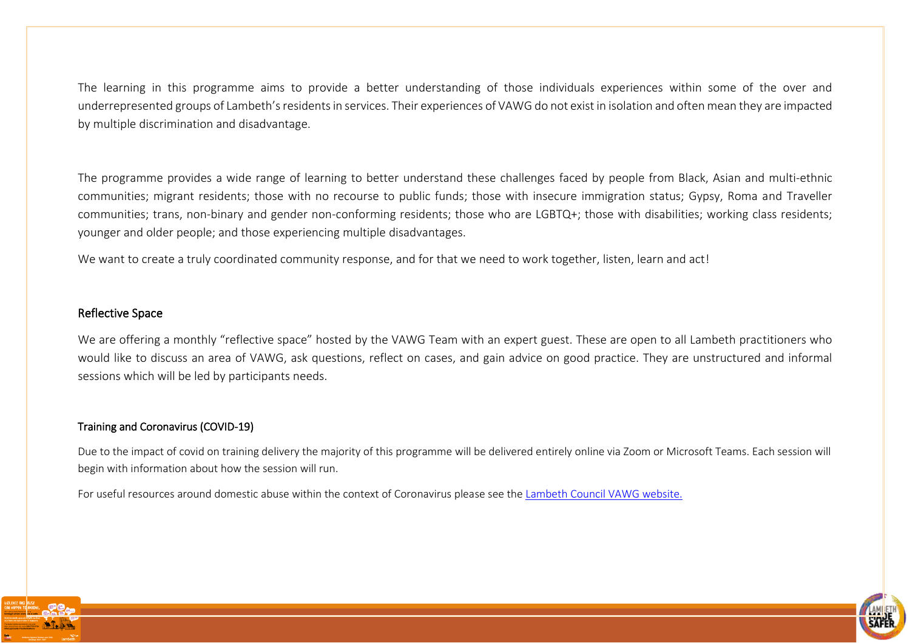The learning in this programme aims to provide a better understanding of those individuals experiences within some of the over and underrepresented groups of Lambeth's residents in services. Their experiences of VAWG do not exist in isolation and often mean they are impacted by multiple discrimination and disadvantage.

The programme provides a wide range of learning to better understand these challenges faced by people from Black, Asian and multi-ethnic communities; migrant residents; those with no recourse to public funds; those with insecure immigration status; Gypsy, Roma and Traveller communities; trans, non-binary and gender non-conforming residents; those who are LGBTQ+; those with disabilities; working class residents; younger and older people; and those experiencing multiple disadvantages.

We want to create a truly coordinated community response, and for that we need to work together, listen, learn and act!

## Reflective Space

We are offering a monthly "reflective space" hosted by the VAWG Team with an expert guest. These are open to all Lambeth practitioners who would like to discuss an area of VAWG, ask questions, reflect on cases, and gain advice on good practice. They are unstructured and informal sessions which will be led by participants needs.

## Training and Coronavirus (COVID-19)

Due to the impact of covid on training delivery the majority of this programme will be delivered entirely online via Zoom or Microsoft Teams. Each session will begin with information about how the session will run.

For useful resources around domestic abuse within the context of Coronavirus please see the [Lambeth Council VAWG website.]()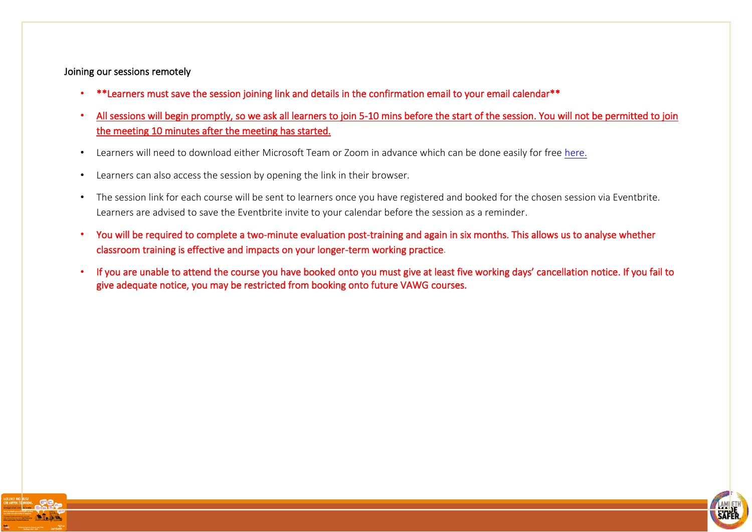Joining our sessions remotely

- \*\*Learners must save the session joining link and details in the confirmation email to your email calendar\*\*
- All sessions will begin promptly, so we ask all learners to join 5-10 mins before the start of the session. You will not be permitted to join the meeting 10 minutes after the meeting has started.
- Learners will need to download either Microsoft Team or Zoom in advance which can be done easily for free here.
- Learners can also access the session by opening the link in their browser.
- The session link for each course will be sent to learners once you have registered and booked for the chosen session via Eventbrite. Learners are advised to save the Eventbrite invite to your calendar before the session as a reminder.
- You will be required to complete a two-minute evaluation post-training and again in six months. This allows us to analyse whether classroom training is effective and impacts on your longer-term working practice.
- If you are unable to attend the course you have booked onto you must give at least five working days' cancellation notice. If you fail to give adequate notice, you may be restricted from booking onto future VAWG courses.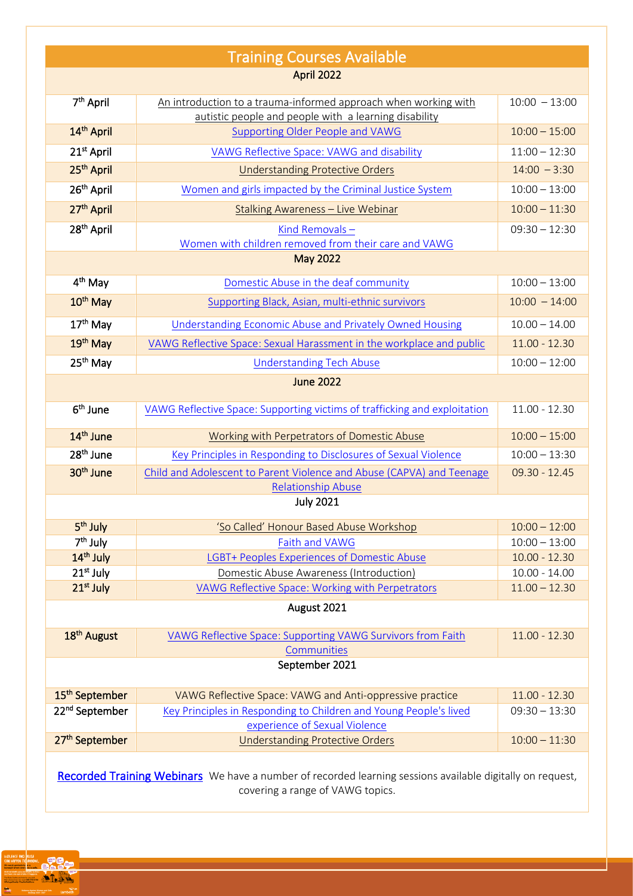## Training Courses Available

| Date | Course | Time |
|---|---|---|
| **April 2022** | | |
| 7th April | An introduction to a trauma-informed approach when working with autistic people and people with a learning disability | 10:00 – 13:00 |
| 14th April | Supporting Older People and VAWG | 10:00 – 15:00 |
| 21st April | VAWG Reflective Space: VAWG and disability | 11:00 – 12:30 |
| 25th April | Understanding Protective Orders | 14:00 – 3:30 |
| 26th April | Women and girls impacted by the Criminal Justice System | 10:00 – 13:00 |
| 27th April | Stalking Awareness – Live Webinar | 10:00 – 11:30 |
| 28th April | Kind Removals – Women with children removed from their care and VAWG | 09:30 – 12:30 |
| **May 2022** | | |
| 4th May | Domestic Abuse in the deaf community | 10:00 – 13:00 |
| 10th May | Supporting Black, Asian, multi-ethnic survivors | 10:00 – 14:00 |
| 17th May | Understanding Economic Abuse and Privately Owned Housing | 10.00 – 14.00 |
| 19th May | VAWG Reflective Space: Sexual Harassment in the workplace and public | 11.00 - 12.30 |
| 25th May | Understanding Tech Abuse | 10:00 – 12:00 |
| **June 2022** | | |
| 6th June | VAWG Reflective Space: Supporting victims of trafficking and exploitation | 11.00 - 12.30 |
| 14th June | Working with Perpetrators of Domestic Abuse | 10:00 – 15:00 |
| 28th June | Key Principles in Responding to Disclosures of Sexual Violence | 10:00 – 13:30 |
| 30th June | Child and Adolescent to Parent Violence and Abuse (CAPVA) and Teenage Relationship Abuse | 09.30 - 12.45 |
| **July 2021** | | |
| 5th July | 'So Called' Honour Based Abuse Workshop | 10:00 – 12:00 |
| 7th July | Faith and VAWG | 10:00 – 13:00 |
| 14th July | LGBT+ Peoples Experiences of Domestic Abuse | 10.00 - 12.30 |
| 21st July | Domestic Abuse Awareness (Introduction) | 10.00 - 14.00 |
| 21st July | VAWG Reflective Space: Working with Perpetrators | 11.00 – 12.30 |
| **August 2021** | | |
| 18th August | VAWG Reflective Space: Supporting VAWG Survivors from Faith Communities | 11.00 - 12.30 |
| **September 2021** | | |
| 15th September | VAWG Reflective Space: VAWG and Anti-oppressive practice | 11.00 - 12.30 |
| 22nd September | Key Principles in Responding to Children and Young People's lived experience of Sexual Violence | 09:30 – 13:30 |
| 27th September | Understanding Protective Orders | 10:00 – 11:30 |

Recorded Training Webinars We have a number of recorded learning sessions available digitally on request, covering a range of VAWG topics.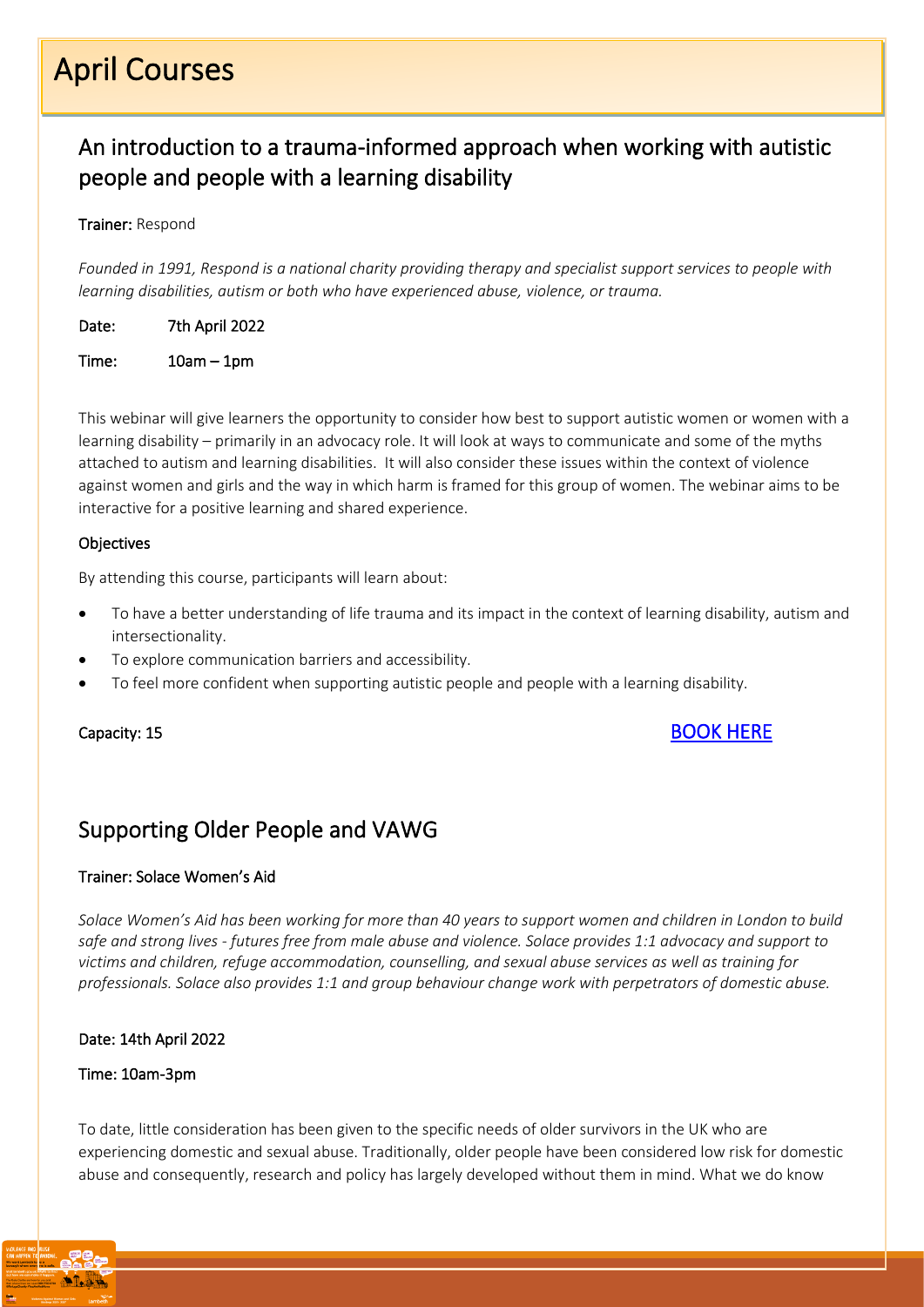# April Courses

## An introduction to a trauma-informed approach when working with autistic people and people with a learning disability

**Trainer:** Respond

*Founded in 1991, Respond is a national charity providing therapy and specialist support services to people with learning disabilities, autism or both who have experienced abuse, violence, or trauma.*

**Date:** 7th April 2022

**Time:** 10am – 1pm

This webinar will give learners the opportunity to consider how best to support autistic women or women with a learning disability – primarily in an advocacy role. It will look at ways to communicate and some of the myths attached to autism and learning disabilities. It will also consider these issues within the context of violence against women and girls and the way in which harm is framed for this group of women. The webinar aims to be interactive for a positive learning and shared experience.

**Objectives**

By attending this course, participants will learn about:

- To have a better understanding of life trauma and its impact in the context of learning disability, autism and intersectionality.
- To explore communication barriers and accessibility.
- To feel more confident when supporting autistic people and people with a learning disability.

**Capacity: 15**

BOOK HERE

## Supporting Older People and VAWG

**Trainer: Solace Women's Aid**

*Solace Women's Aid has been working for more than 40 years to support women and children in London to build safe and strong lives - futures free from male abuse and violence. Solace provides 1:1 advocacy and support to victims and children, refuge accommodation, counselling, and sexual abuse services as well as training for professionals. Solace also provides 1:1 and group behaviour change work with perpetrators of domestic abuse.*

**Date: 14th April 2022**

**Time: 10am-3pm**

To date, little consideration has been given to the specific needs of older survivors in the UK who are experiencing domestic and sexual abuse. Traditionally, older people have been considered low risk for domestic abuse and consequently, research and policy has largely developed without them in mind. What we do know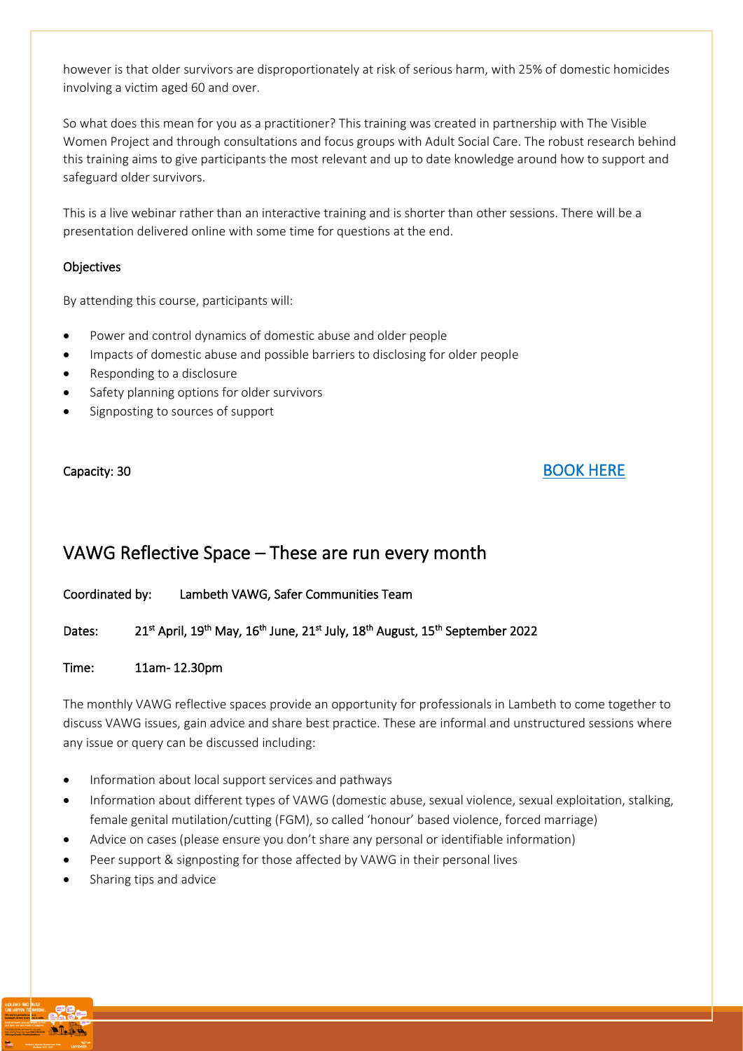however is that older survivors are disproportionately at risk of serious harm, with 25% of domestic homicides involving a victim aged 60 and over.

So what does this mean for you as a practitioner? This training was created in partnership with The Visible Women Project and through consultations and focus groups with Adult Social Care. The robust research behind this training aims to give participants the most relevant and up to date knowledge around how to support and safeguard older survivors.

This is a live webinar rather than an interactive training and is shorter than other sessions. There will be a presentation delivered online with some time for questions at the end.

**Objectives**

By attending this course, participants will:

- Power and control dynamics of domestic abuse and older people
- Impacts of domestic abuse and possible barriers to disclosing for older people
- Responding to a disclosure
- Safety planning options for older survivors
- Signposting to sources of support

**Capacity: 30**

BOOK HERE

## VAWG Reflective Space – These are run every month

**Coordinated by:** Lambeth VAWG, Safer Communities Team

**Dates:** 21st April, 19th May, 16th June, 21st July, 18th August, 15th September 2022

**Time:** 11am- 12.30pm

The monthly VAWG reflective spaces provide an opportunity for professionals in Lambeth to come together to discuss VAWG issues, gain advice and share best practice. These are informal and unstructured sessions where any issue or query can be discussed including:

- Information about local support services and pathways
- Information about different types of VAWG (domestic abuse, sexual violence, sexual exploitation, stalking, female genital mutilation/cutting (FGM), so called 'honour' based violence, forced marriage)
- Advice on cases (please ensure you don't share any personal or identifiable information)
- Peer support & signposting for those affected by VAWG in their personal lives
- Sharing tips and advice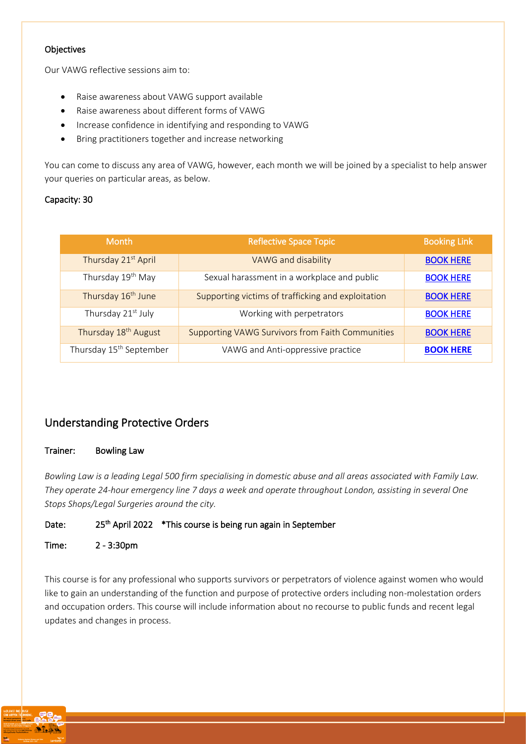**Objectives**

Our VAWG reflective sessions aim to:

- Raise awareness about VAWG support available
- Raise awareness about different forms of VAWG
- Increase confidence in identifying and responding to VAWG
- Bring practitioners together and increase networking

You can come to discuss any area of VAWG, however, each month we will be joined by a specialist to help answer your queries on particular areas, as below.

**Capacity: 30**

| Month | Reflective Space Topic | Booking Link |
|---|---|---|
| Thursday 21st April | VAWG and disability | **BOOK HERE** |
| Thursday 19th May | Sexual harassment in a workplace and public | **BOOK HERE** |
| Thursday 16th June | Supporting victims of trafficking and exploitation | **BOOK HERE** |
| Thursday 21st July | Working with perpetrators | **BOOK HERE** |
| Thursday 18th August | Supporting VAWG Survivors from Faith Communities | **BOOK HERE** |
| Thursday 15th September | VAWG and Anti-oppressive practice | **BOOK HERE** |

## Understanding Protective Orders

**Trainer: Bowling Law**

*Bowling Law is a leading Legal 500 firm specialising in domestic abuse and all areas associated with Family Law. They operate 24-hour emergency line 7 days a week and operate throughout London, assisting in several One Stops Shops/Legal Surgeries around the city.*

**Date:** 25th April 2022 *This course is being run again in September

**Time:** 2 - 3:30pm

This course is for any professional who supports survivors or perpetrators of violence against women who would like to gain an understanding of the function and purpose of protective orders including non-molestation orders and occupation orders. This course will include information about no recourse to public funds and recent legal updates and changes in process.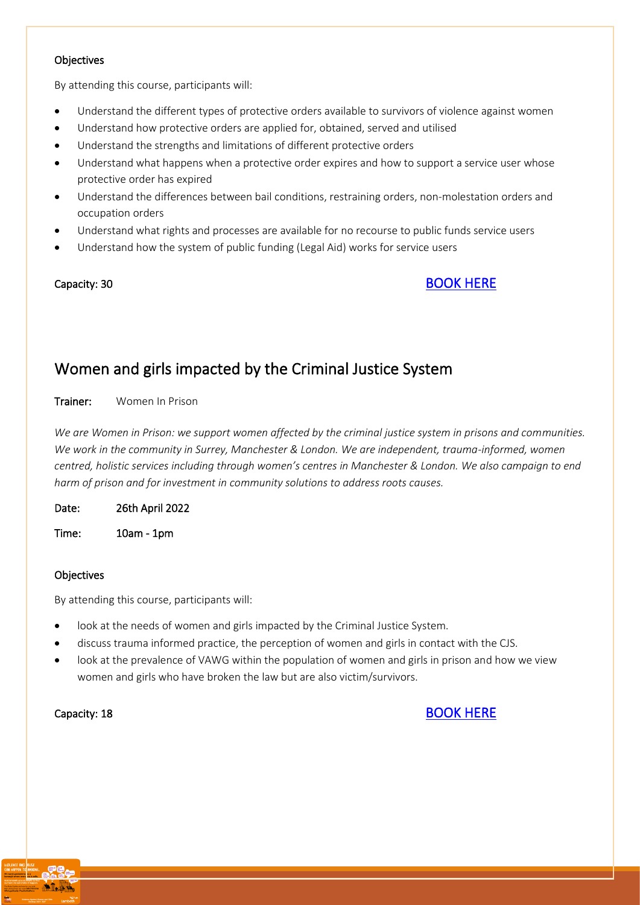### Objectives

By attending this course, participants will:

- Understand the different types of protective orders available to survivors of violence against women
- Understand how protective orders are applied for, obtained, served and utilised
- Understand the strengths and limitations of different protective orders
- Understand what happens when a protective order expires and how to support a service user whose protective order has expired
- Understand the differences between bail conditions, restraining orders, non-molestation orders and occupation orders
- Understand what rights and processes are available for no recourse to public funds service users
- Understand how the system of public funding (Legal Aid) works for service users

Capacity: 30

BOOK HERE

## Women and girls impacted by the Criminal Justice System

**Trainer:** Women In Prison

*We are Women in Prison: we support women affected by the criminal justice system in prisons and communities. We work in the community in Surrey, Manchester & London. We are independent, trauma-informed, women centred, holistic services including through women's centres in Manchester & London. We also campaign to end harm of prison and for investment in community solutions to address roots causes.*

Date: 26th April 2022

Time: 10am - 1pm

### Objectives

By attending this course, participants will:

- look at the needs of women and girls impacted by the Criminal Justice System.
- discuss trauma informed practice, the perception of women and girls in contact with the CJS.
- look at the prevalence of VAWG within the population of women and girls in prison and how we view women and girls who have broken the law but are also victim/survivors.

Capacity: 18

BOOK HERE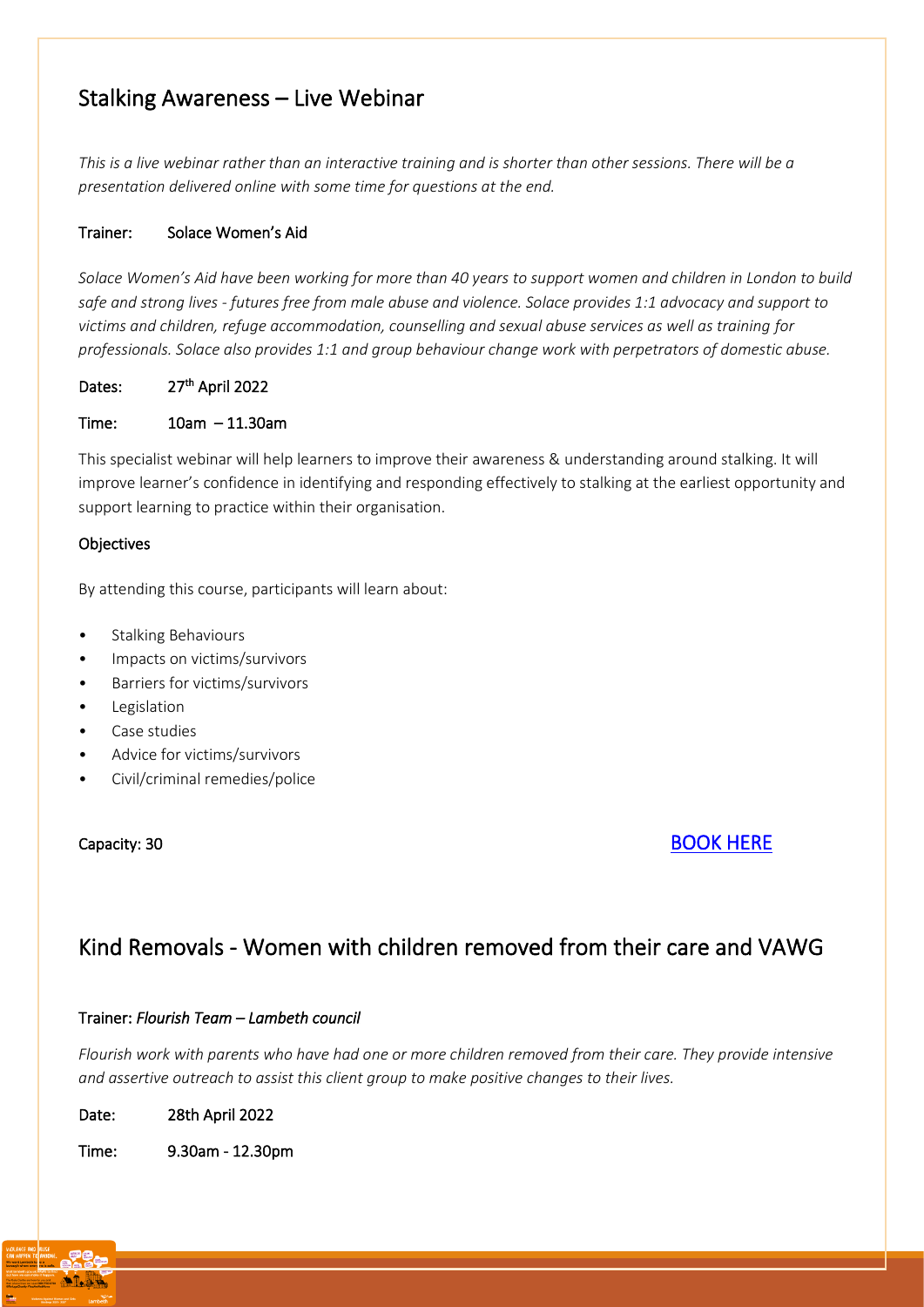## Stalking Awareness – Live Webinar

*This is a live webinar rather than an interactive training and is shorter than other sessions. There will be a presentation delivered online with some time for questions at the end.*

**Trainer:** Solace Women's Aid

*Solace Women's Aid have been working for more than 40 years to support women and children in London to build safe and strong lives - futures free from male abuse and violence. Solace provides 1:1 advocacy and support to victims and children, refuge accommodation, counselling and sexual abuse services as well as training for professionals. Solace also provides 1:1 and group behaviour change work with perpetrators of domestic abuse.*

**Dates:** 27th April 2022

**Time:** 10am – 11.30am

This specialist webinar will help learners to improve their awareness & understanding around stalking. It will improve learner's confidence in identifying and responding effectively to stalking at the earliest opportunity and support learning to practice within their organisation.

**Objectives**

By attending this course, participants will learn about:

- Stalking Behaviours
- Impacts on victims/survivors
- Barriers for victims/survivors
- Legislation
- Case studies
- Advice for victims/survivors
- Civil/criminal remedies/police

**Capacity:** 30

[BOOK HERE]

## Kind Removals - Women with children removed from their care and VAWG

**Trainer:** *Flourish Team – Lambeth council*

*Flourish work with parents who have had one or more children removed from their care. They provide intensive and assertive outreach to assist this client group to make positive changes to their lives.*

**Date:** 28th April 2022

**Time:** 9.30am - 12.30pm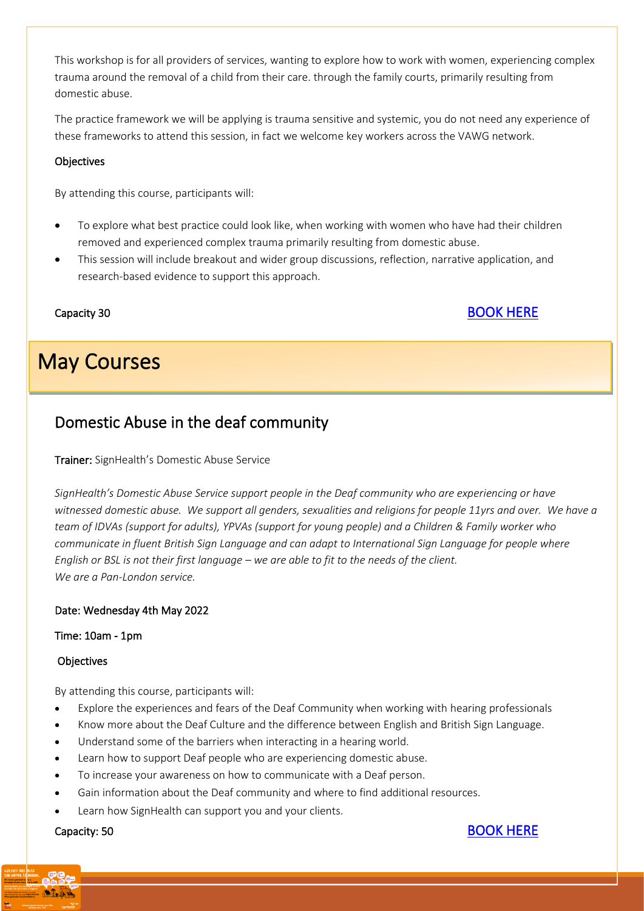This workshop is for all providers of services, wanting to explore how to work with women, experiencing complex trauma around the removal of a child from their care. through the family courts, primarily resulting from domestic abuse.

The practice framework we will be applying is trauma sensitive and systemic, you do not need any experience of these frameworks to attend this session, in fact we welcome key workers across the VAWG network.

**Objectives**

By attending this course, participants will:

- To explore what best practice could look like, when working with women who have had their children removed and experienced complex trauma primarily resulting from domestic abuse.
- This session will include breakout and wider group discussions, reflection, narrative application, and research-based evidence to support this approach.

Capacity 30

BOOK HERE

# May Courses

## Domestic Abuse in the deaf community

**Trainer:** SignHealth's Domestic Abuse Service

*SignHealth's Domestic Abuse Service support people in the Deaf community who are experiencing or have witnessed domestic abuse. We support all genders, sexualities and religions for people 11yrs and over. We have a team of IDVAs (support for adults), YPVAs (support for young people) and a Children & Family worker who communicate in fluent British Sign Language and can adapt to International Sign Language for people where English or BSL is not their first language – we are able to fit to the needs of the client.*
*We are a Pan-London service.*

**Date: Wednesday 4th May 2022**

**Time: 10am - 1pm**

**Objectives**

By attending this course, participants will:

- Explore the experiences and fears of the Deaf Community when working with hearing professionals
- Know more about the Deaf Culture and the difference between English and British Sign Language.
- Understand some of the barriers when interacting in a hearing world.
- Learn how to support Deaf people who are experiencing domestic abuse.
- To increase your awareness on how to communicate with a Deaf person.
- Gain information about the Deaf community and where to find additional resources.
- Learn how SignHealth can support you and your clients.

**Capacity: 50**

BOOK HERE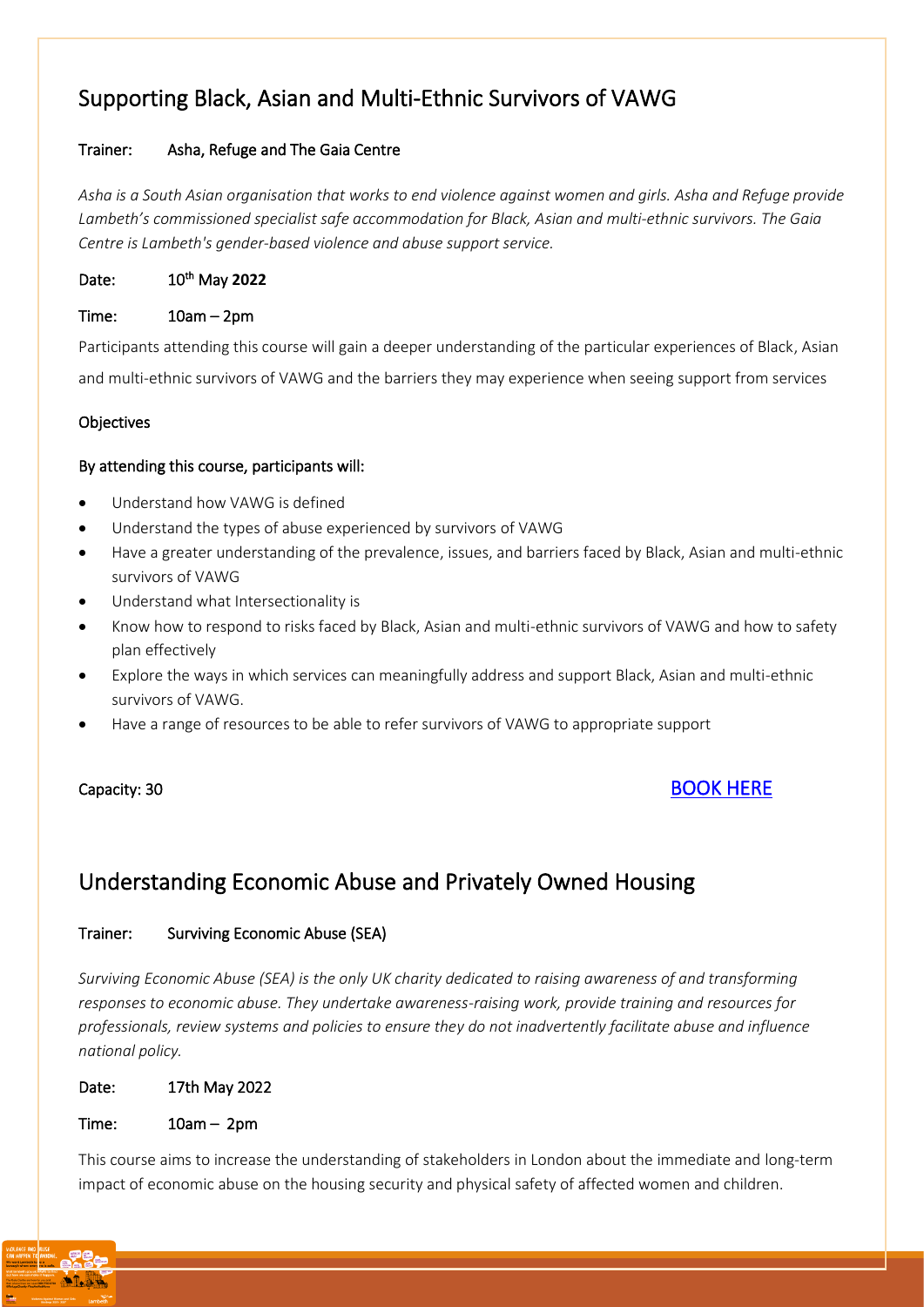## Supporting Black, Asian and Multi-Ethnic Survivors of VAWG

**Trainer:** Asha, Refuge and The Gaia Centre

*Asha is a South Asian organisation that works to end violence against women and girls. Asha and Refuge provide Lambeth's commissioned specialist safe accommodation for Black, Asian and multi-ethnic survivors. The Gaia Centre is Lambeth's gender-based violence and abuse support service.*

**Date:** 10th May **2022**

**Time:** 10am – 2pm

Participants attending this course will gain a deeper understanding of the particular experiences of Black, Asian and multi-ethnic survivors of VAWG and the barriers they may experience when seeing support from services

**Objectives**

**By attending this course, participants will:**

- Understand how VAWG is defined
- Understand the types of abuse experienced by survivors of VAWG
- Have a greater understanding of the prevalence, issues, and barriers faced by Black, Asian and multi-ethnic survivors of VAWG
- Understand what Intersectionality is
- Know how to respond to risks faced by Black, Asian and multi-ethnic survivors of VAWG and how to safety plan effectively
- Explore the ways in which services can meaningfully address and support Black, Asian and multi-ethnic survivors of VAWG.
- Have a range of resources to be able to refer survivors of VAWG to appropriate support

**Capacity:** 30

BOOK HERE

## Understanding Economic Abuse and Privately Owned Housing

**Trainer:** Surviving Economic Abuse (SEA)

*Surviving Economic Abuse (SEA) is the only UK charity dedicated to raising awareness of and transforming responses to economic abuse. They undertake awareness-raising work, provide training and resources for professionals, review systems and policies to ensure they do not inadvertently facilitate abuse and influence national policy.*

**Date:** 17th May 2022

**Time:** 10am – 2pm

This course aims to increase the understanding of stakeholders in London about the immediate and long-term impact of economic abuse on the housing security and physical safety of affected women and children.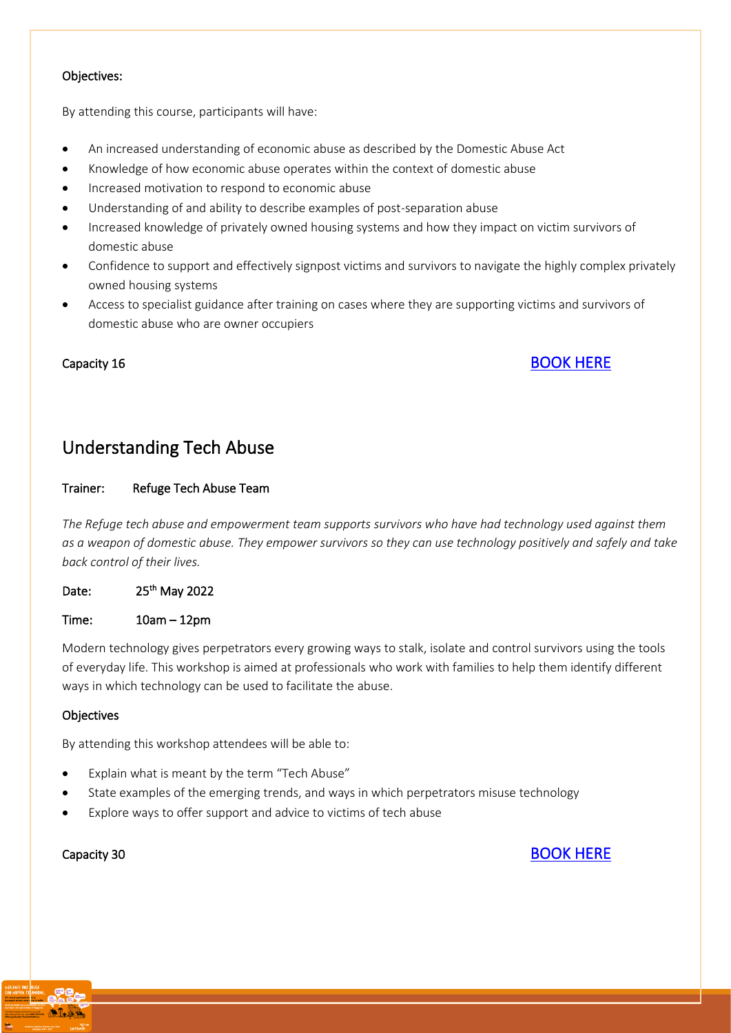**Objectives:**

By attending this course, participants will have:

- An increased understanding of economic abuse as described by the Domestic Abuse Act
- Knowledge of how economic abuse operates within the context of domestic abuse
- Increased motivation to respond to economic abuse
- Understanding of and ability to describe examples of post-separation abuse
- Increased knowledge of privately owned housing systems and how they impact on victim survivors of domestic abuse
- Confidence to support and effectively signpost victims and survivors to navigate the highly complex privately owned housing systems
- Access to specialist guidance after training on cases where they are supporting victims and survivors of domestic abuse who are owner occupiers

Capacity 16

BOOK HERE

## Understanding Tech Abuse

**Trainer:** Refuge Tech Abuse Team

*The Refuge tech abuse and empowerment team supports survivors who have had technology used against them as a weapon of domestic abuse. They empower survivors so they can use technology positively and safely and take back control of their lives.*

**Date:** 25th May 2022

**Time:** 10am – 12pm

Modern technology gives perpetrators every growing ways to stalk, isolate and control survivors using the tools of everyday life. This workshop is aimed at professionals who work with families to help them identify different ways in which technology can be used to facilitate the abuse.

**Objectives**

By attending this workshop attendees will be able to:

- Explain what is meant by the term "Tech Abuse"
- State examples of the emerging trends, and ways in which perpetrators misuse technology
- Explore ways to offer support and advice to victims of tech abuse

Capacity 30

BOOK HERE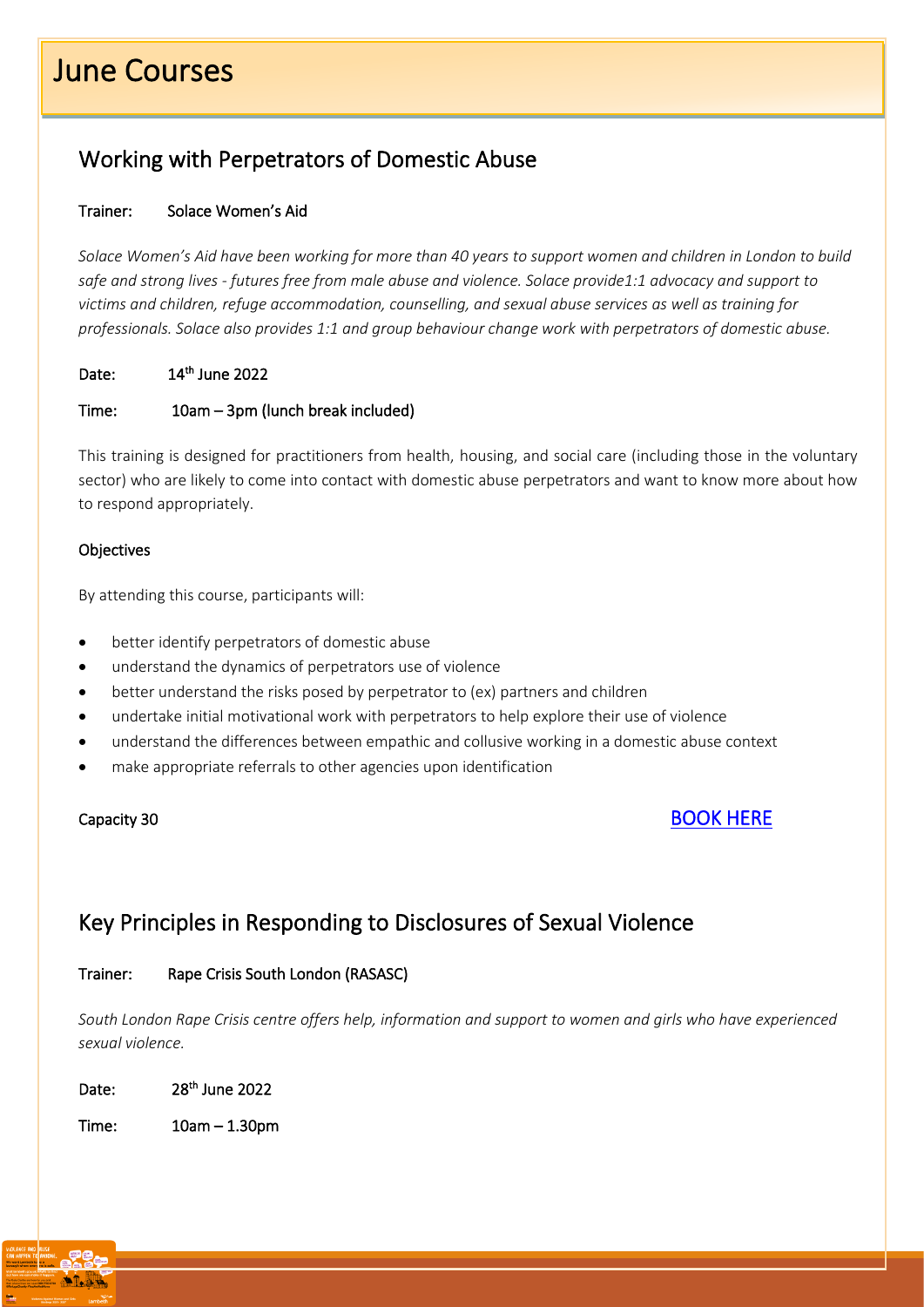# June Courses

## Working with Perpetrators of Domestic Abuse

**Trainer:** Solace Women's Aid

*Solace Women's Aid have been working for more than 40 years to support women and children in London to build safe and strong lives - futures free from male abuse and violence. Solace provide1:1 advocacy and support to victims and children, refuge accommodation, counselling, and sexual abuse services as well as training for professionals. Solace also provides 1:1 and group behaviour change work with perpetrators of domestic abuse.*

**Date:** 14th June 2022

**Time:** 10am – 3pm (lunch break included)

This training is designed for practitioners from health, housing, and social care (including those in the voluntary sector) who are likely to come into contact with domestic abuse perpetrators and want to know more about how to respond appropriately.

**Objectives**

By attending this course, participants will:

- better identify perpetrators of domestic abuse
- understand the dynamics of perpetrators use of violence
- better understand the risks posed by perpetrator to (ex) partners and children
- undertake initial motivational work with perpetrators to help explore their use of violence
- understand the differences between empathic and collusive working in a domestic abuse context
- make appropriate referrals to other agencies upon identification

**Capacity 30**

BOOK HERE

## Key Principles in Responding to Disclosures of Sexual Violence

**Trainer:** Rape Crisis South London (RASASC)

*South London Rape Crisis centre offers help, information and support to women and girls who have experienced sexual violence.*

**Date:** 28th June 2022

**Time:** 10am – 1.30pm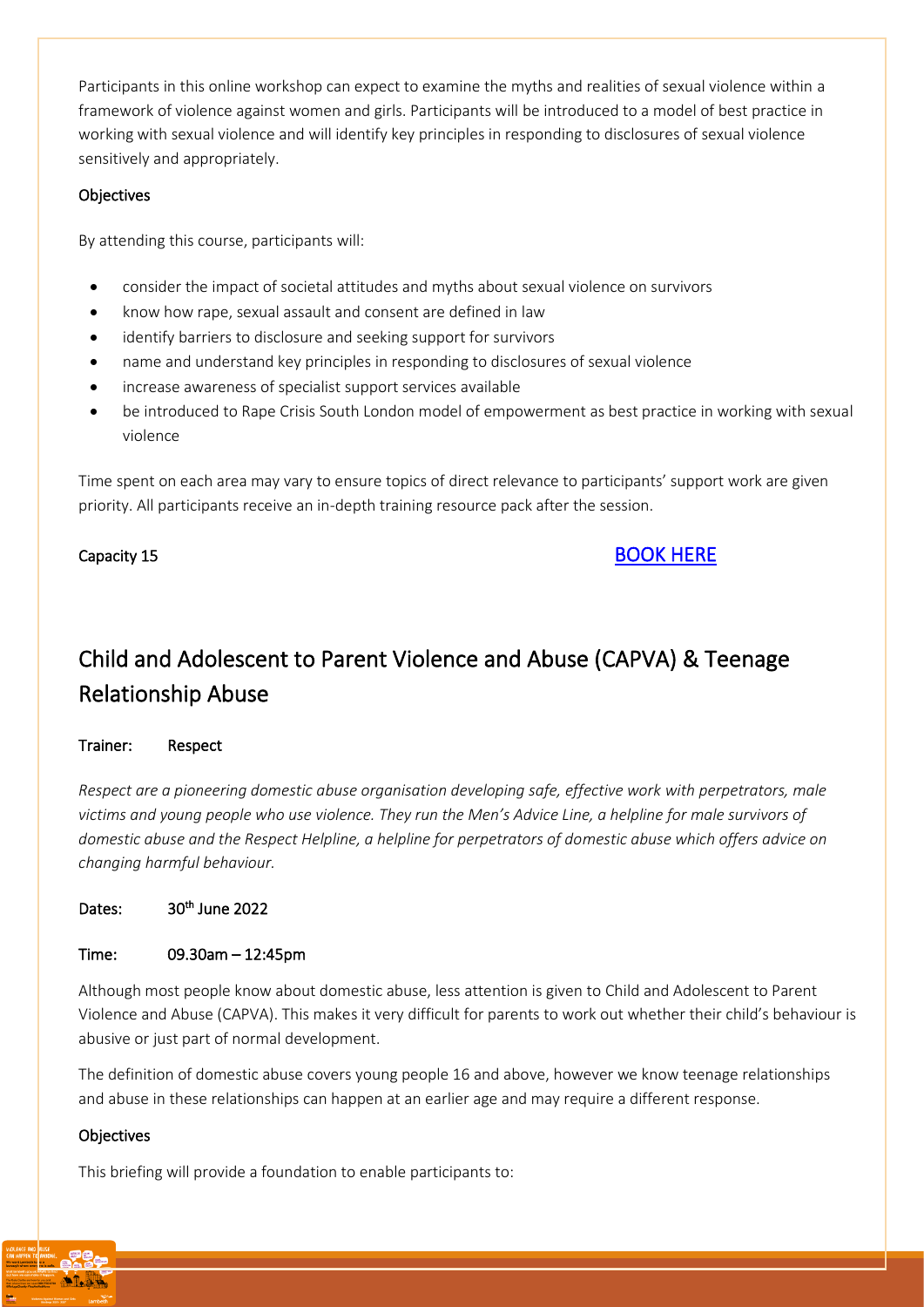Participants in this online workshop can expect to examine the myths and realities of sexual violence within a framework of violence against women and girls. Participants will be introduced to a model of best practice in working with sexual violence and will identify key principles in responding to disclosures of sexual violence sensitively and appropriately.

### Objectives

By attending this course, participants will:

- consider the impact of societal attitudes and myths about sexual violence on survivors
- know how rape, sexual assault and consent are defined in law
- identify barriers to disclosure and seeking support for survivors
- name and understand key principles in responding to disclosures of sexual violence
- increase awareness of specialist support services available
- be introduced to Rape Crisis South London model of empowerment as best practice in working with sexual violence

Time spent on each area may vary to ensure topics of direct relevance to participants' support work are given priority. All participants receive an in-depth training resource pack after the session.

Capacity 15

BOOK HERE

## Child and Adolescent to Parent Violence and Abuse (CAPVA) & Teenage Relationship Abuse

**Trainer:** Respect

*Respect are a pioneering domestic abuse organisation developing safe, effective work with perpetrators, male victims and young people who use violence. They run the Men's Advice Line, a helpline for male survivors of domestic abuse and the Respect Helpline, a helpline for perpetrators of domestic abuse which offers advice on changing harmful behaviour.*

**Dates:** 30th June 2022

**Time:** 09.30am – 12:45pm

Although most people know about domestic abuse, less attention is given to Child and Adolescent to Parent Violence and Abuse (CAPVA). This makes it very difficult for parents to work out whether their child's behaviour is abusive or just part of normal development.

The definition of domestic abuse covers young people 16 and above, however we know teenage relationships and abuse in these relationships can happen at an earlier age and may require a different response.

### Objectives

This briefing will provide a foundation to enable participants to: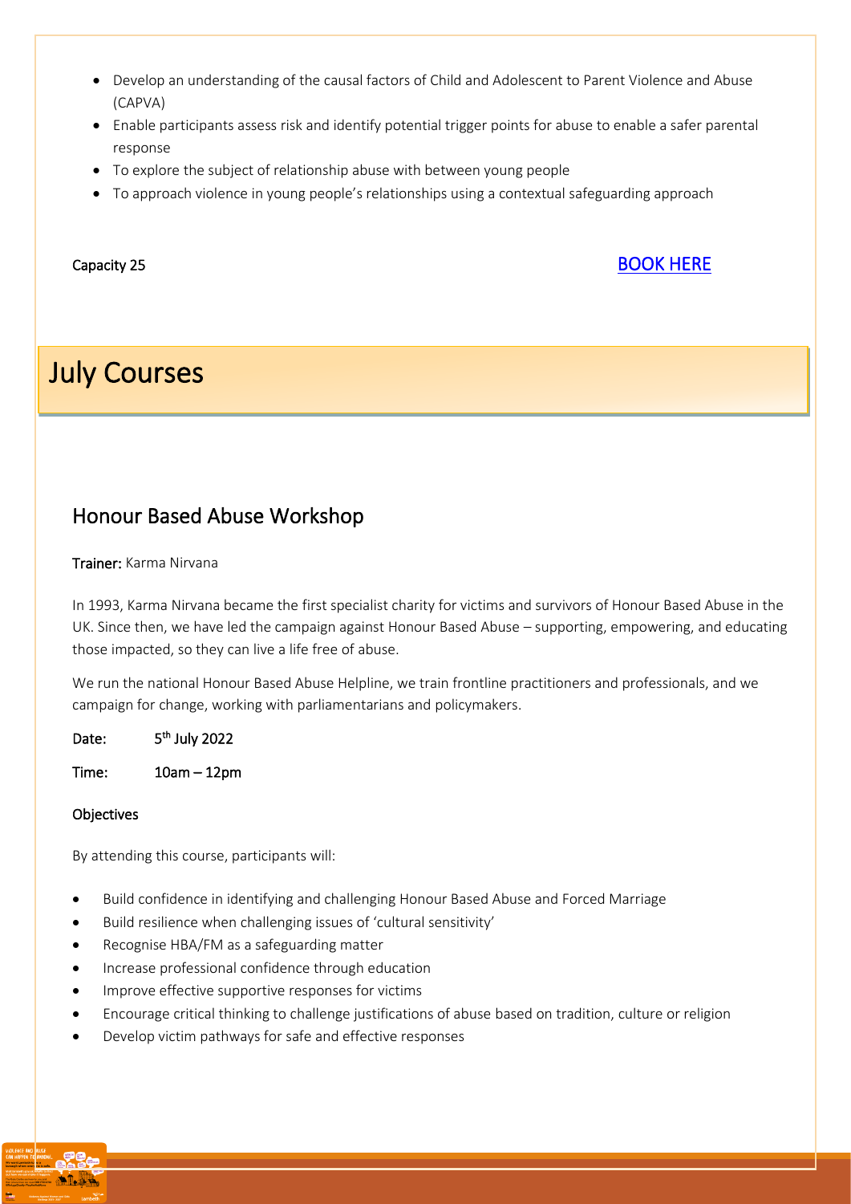- Develop an understanding of the causal factors of Child and Adolescent to Parent Violence and Abuse (CAPVA)
- Enable participants assess risk and identify potential trigger points for abuse to enable a safer parental response
- To explore the subject of relationship abuse with between young people
- To approach violence in young people's relationships using a contextual safeguarding approach

Capacity 25

BOOK HERE

# July Courses

## Honour Based Abuse Workshop

**Trainer:** Karma Nirvana

In 1993, Karma Nirvana became the first specialist charity for victims and survivors of Honour Based Abuse in the UK. Since then, we have led the campaign against Honour Based Abuse – supporting, empowering, and educating those impacted, so they can live a life free of abuse.

We run the national Honour Based Abuse Helpline, we train frontline practitioners and professionals, and we campaign for change, working with parliamentarians and policymakers.

Date: 5th July 2022

Time: 10am – 12pm

**Objectives**

By attending this course, participants will:

- Build confidence in identifying and challenging Honour Based Abuse and Forced Marriage
- Build resilience when challenging issues of 'cultural sensitivity'
- Recognise HBA/FM as a safeguarding matter
- Increase professional confidence through education
- Improve effective supportive responses for victims
- Encourage critical thinking to challenge justifications of abuse based on tradition, culture or religion
- Develop victim pathways for safe and effective responses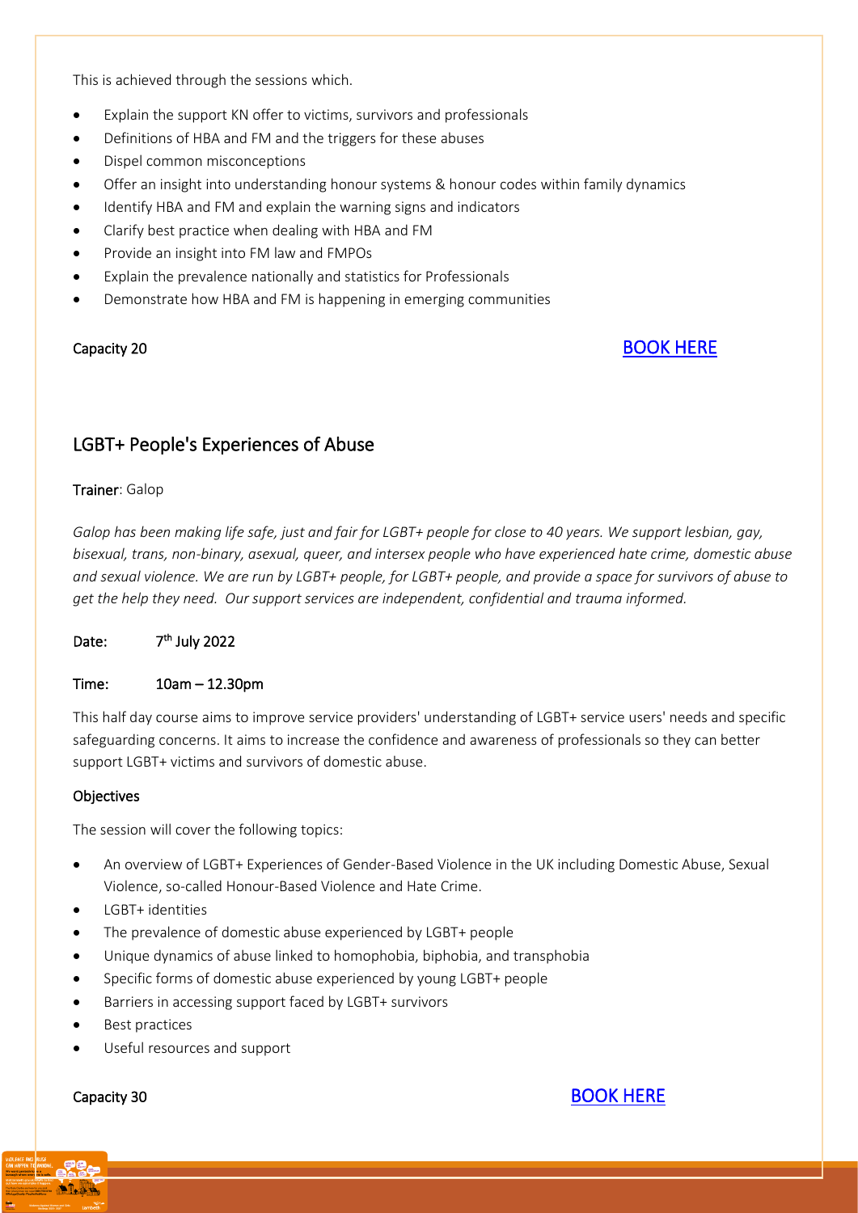This is achieved through the sessions which.

- Explain the support KN offer to victims, survivors and professionals
- Definitions of HBA and FM and the triggers for these abuses
- Dispel common misconceptions
- Offer an insight into understanding honour systems & honour codes within family dynamics
- Identify HBA and FM and explain the warning signs and indicators
- Clarify best practice when dealing with HBA and FM
- Provide an insight into FM law and FMPOs
- Explain the prevalence nationally and statistics for Professionals
- Demonstrate how HBA and FM is happening in emerging communities

Capacity 20

BOOK HERE

## LGBT+ People's Experiences of Abuse

Trainer: Galop

*Galop has been making life safe, just and fair for LGBT+ people for close to 40 years. We support lesbian, gay, bisexual, trans, non-binary, asexual, queer, and intersex people who have experienced hate crime, domestic abuse and sexual violence. We are run by LGBT+ people, for LGBT+ people, and provide a space for survivors of abuse to get the help they need. Our support services are independent, confidential and trauma informed.*

Date: 7th July 2022

Time: 10am – 12.30pm

This half day course aims to improve service providers' understanding of LGBT+ service users' needs and specific safeguarding concerns. It aims to increase the confidence and awareness of professionals so they can better support LGBT+ victims and survivors of domestic abuse.

Objectives

The session will cover the following topics:

- An overview of LGBT+ Experiences of Gender-Based Violence in the UK including Domestic Abuse, Sexual Violence, so-called Honour-Based Violence and Hate Crime.
- LGBT+ identities
- The prevalence of domestic abuse experienced by LGBT+ people
- Unique dynamics of abuse linked to homophobia, biphobia, and transphobia
- Specific forms of domestic abuse experienced by young LGBT+ people
- Barriers in accessing support faced by LGBT+ survivors
- Best practices
- Useful resources and support

Capacity 30

BOOK HERE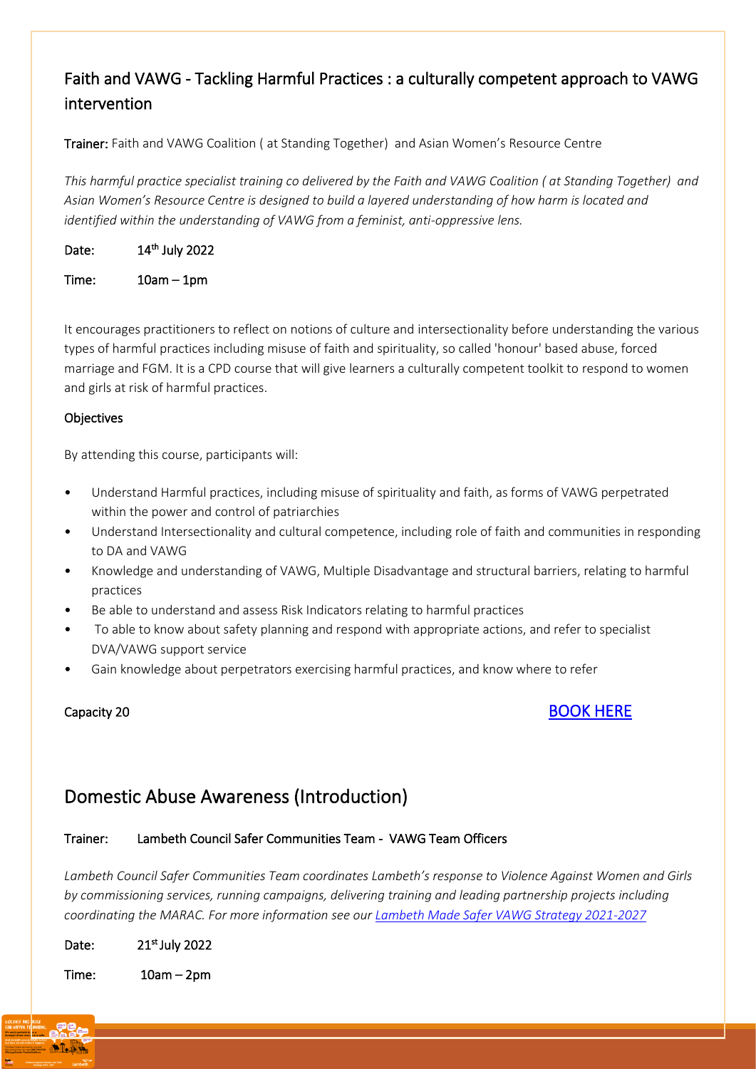## Faith and VAWG - Tackling Harmful Practices : a culturally competent approach to VAWG intervention

**Trainer:** Faith and VAWG Coalition ( at Standing Together) and Asian Women's Resource Centre

*This harmful practice specialist training co delivered by the Faith and VAWG Coalition ( at Standing Together) and Asian Women's Resource Centre is designed to build a layered understanding of how harm is located and identified within the understanding of VAWG from a feminist, anti-oppressive lens.*

**Date:** 14th July 2022

**Time:** 10am – 1pm

It encourages practitioners to reflect on notions of culture and intersectionality before understanding the various types of harmful practices including misuse of faith and spirituality, so called 'honour' based abuse, forced marriage and FGM. It is a CPD course that will give learners a culturally competent toolkit to respond to women and girls at risk of harmful practices.

**Objectives**

By attending this course, participants will:

- Understand Harmful practices, including misuse of spirituality and faith, as forms of VAWG perpetrated within the power and control of patriarchies
- Understand Intersectionality and cultural competence, including role of faith and communities in responding to DA and VAWG
- Knowledge and understanding of VAWG, Multiple Disadvantage and structural barriers, relating to harmful practices
- Be able to understand and assess Risk Indicators relating to harmful practices
- To able to know about safety planning and respond with appropriate actions, and refer to specialist DVA/VAWG support service
- Gain knowledge about perpetrators exercising harmful practices, and know where to refer

**Capacity 20**

[BOOK HERE]

## Domestic Abuse Awareness (Introduction)

**Trainer:** Lambeth Council Safer Communities Team - VAWG Team Officers

*Lambeth Council Safer Communities Team coordinates Lambeth's response to Violence Against Women and Girls by commissioning services, running campaigns, delivering training and leading partnership projects including coordinating the MARAC. For more information see our [Lambeth Made Safer VAWG Strategy 2021-2027]*

**Date:** 21st July 2022

**Time:** 10am – 2pm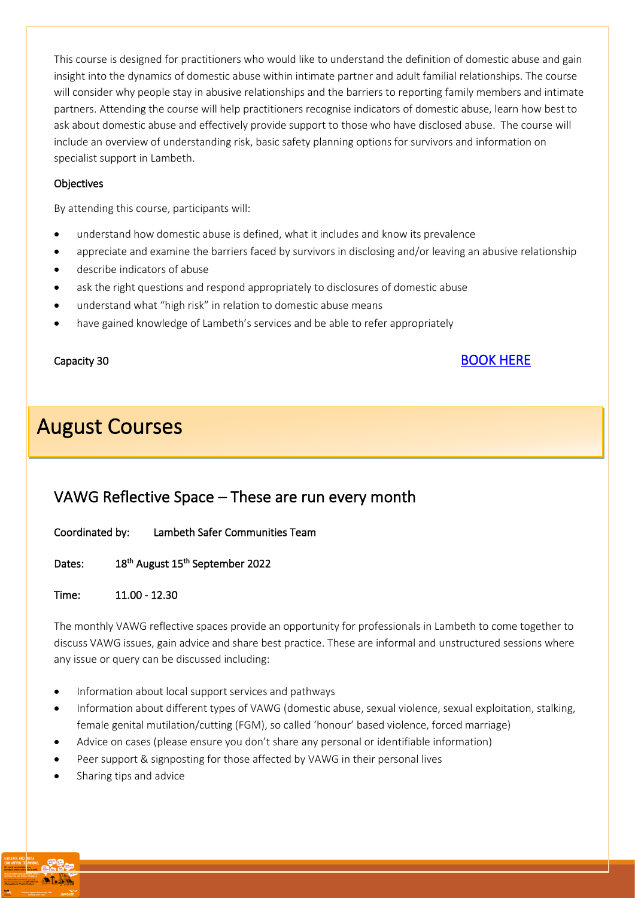This course is designed for practitioners who would like to understand the definition of domestic abuse and gain insight into the dynamics of domestic abuse within intimate partner and adult familial relationships. The course will consider why people stay in abusive relationships and the barriers to reporting family members and intimate partners. Attending the course will help practitioners recognise indicators of domestic abuse, learn how best to ask about domestic abuse and effectively provide support to those who have disclosed abuse. The course will include an overview of understanding risk, basic safety planning options for survivors and information on specialist support in Lambeth.

### Objectives

By attending this course, participants will:

- understand how domestic abuse is defined, what it includes and know its prevalence
- appreciate and examine the barriers faced by survivors in disclosing and/or leaving an abusive relationship
- describe indicators of abuse
- ask the right questions and respond appropriately to disclosures of domestic abuse
- understand what "high risk" in relation to domestic abuse means
- have gained knowledge of Lambeth's services and be able to refer appropriately

Capacity 30

BOOK HERE

# August Courses

## VAWG Reflective Space – These are run every month

**Coordinated by:** Lambeth Safer Communities Team

**Dates:** 18th August 15th September 2022

**Time:** 11.00 - 12.30

The monthly VAWG reflective spaces provide an opportunity for professionals in Lambeth to come together to discuss VAWG issues, gain advice and share best practice. These are informal and unstructured sessions where any issue or query can be discussed including:

- Information about local support services and pathways
- Information about different types of VAWG (domestic abuse, sexual violence, sexual exploitation, stalking, female genital mutilation/cutting (FGM), so called 'honour' based violence, forced marriage)
- Advice on cases (please ensure you don't share any personal or identifiable information)
- Peer support & signposting for those affected by VAWG in their personal lives
- Sharing tips and advice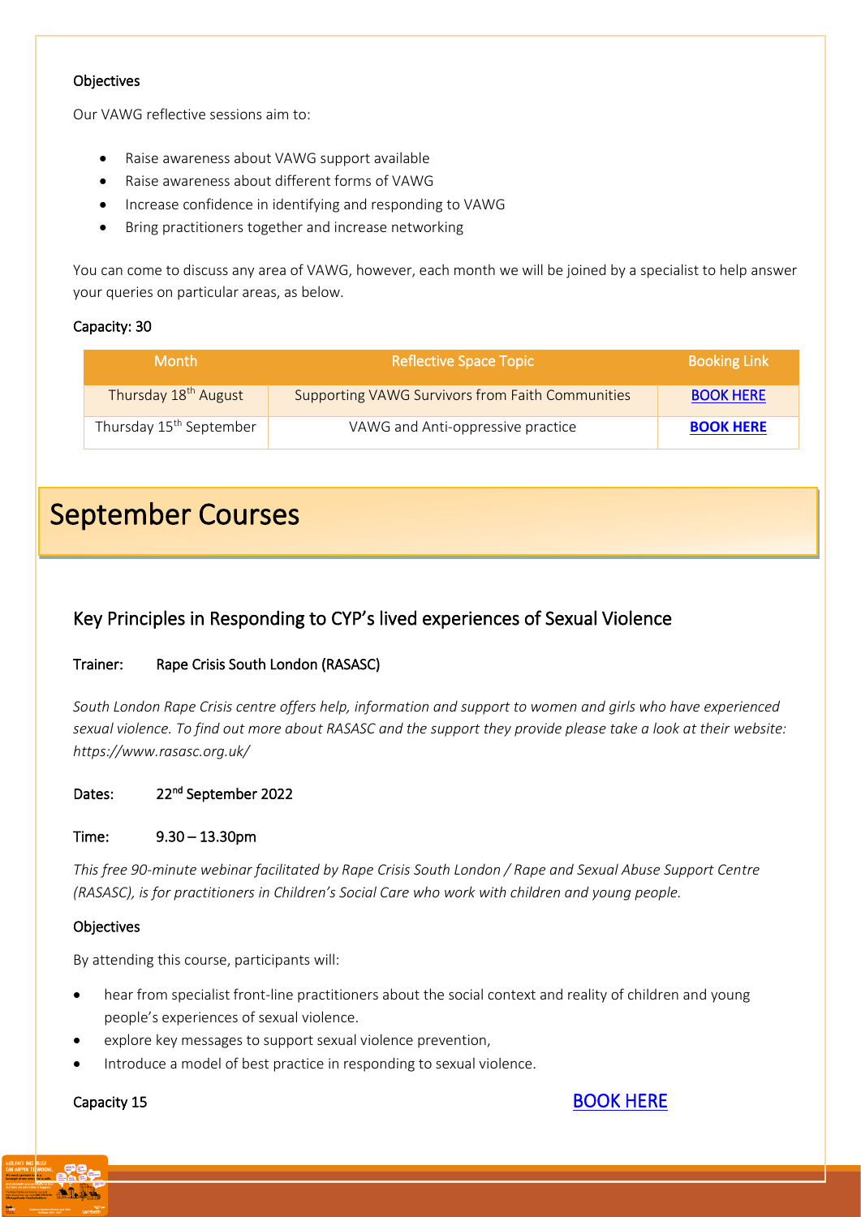**Objectives**

Our VAWG reflective sessions aim to:

- Raise awareness about VAWG support available
- Raise awareness about different forms of VAWG
- Increase confidence in identifying and responding to VAWG
- Bring practitioners together and increase networking

You can come to discuss any area of VAWG, however, each month we will be joined by a specialist to help answer your queries on particular areas, as below.

**Capacity: 30**

| Month | Reflective Space Topic | Booking Link |
| --- | --- | --- |
| Thursday 18th August | Supporting VAWG Survivors from Faith Communities | BOOK HERE |
| Thursday 15th September | VAWG and Anti-oppressive practice | **BOOK HERE** |

# September Courses

## Key Principles in Responding to CYP's lived experiences of Sexual Violence

**Trainer:** Rape Crisis South London (RASASC)

*South London Rape Crisis centre offers help, information and support to women and girls who have experienced sexual violence. To find out more about RASASC and the support they provide please take a look at their website: https://www.rasasc.org.uk/*

**Dates:** 22nd September 2022

**Time:** 9.30 – 13.30pm

*This free 90-minute webinar facilitated by Rape Crisis South London / Rape and Sexual Abuse Support Centre (RASASC), is for practitioners in Children's Social Care who work with children and young people.*

**Objectives**

By attending this course, participants will:

- hear from specialist front-line practitioners about the social context and reality of children and young people's experiences of sexual violence.
- explore key messages to support sexual violence prevention,
- Introduce a model of best practice in responding to sexual violence.

**Capacity 15**

BOOK HERE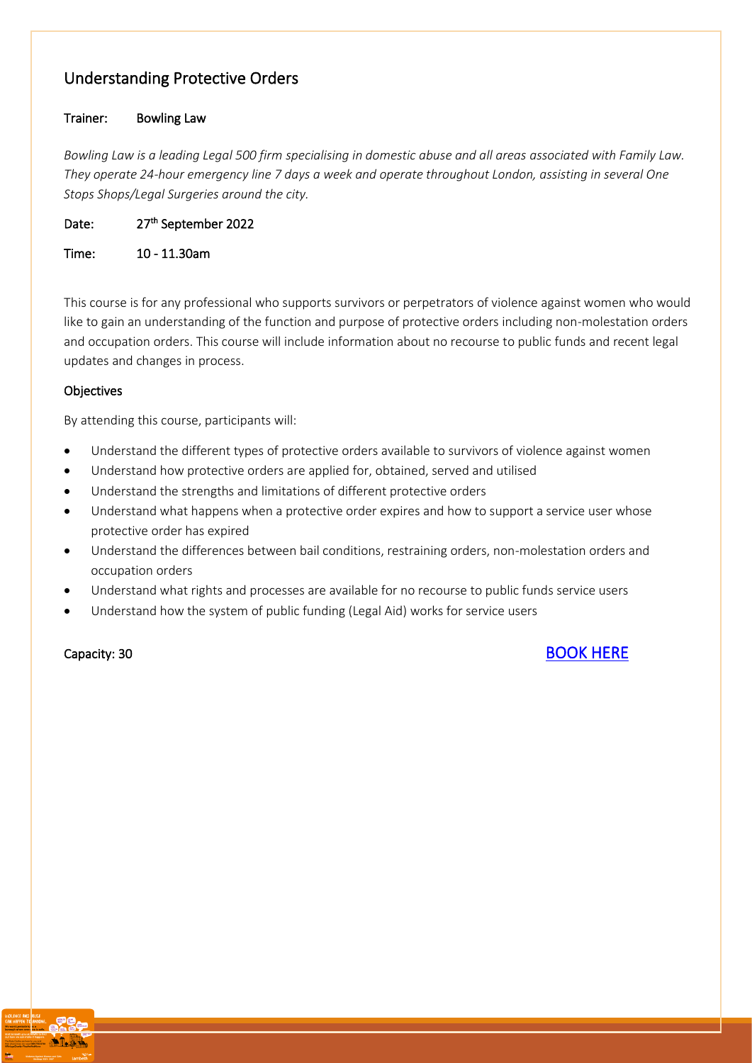## Understanding Protective Orders

**Trainer:** Bowling Law

*Bowling Law is a leading Legal 500 firm specialising in domestic abuse and all areas associated with Family Law. They operate 24-hour emergency line 7 days a week and operate throughout London, assisting in several One Stops Shops/Legal Surgeries around the city.*

**Date:** 27th September 2022

**Time:** 10 - 11.30am

This course is for any professional who supports survivors or perpetrators of violence against women who would like to gain an understanding of the function and purpose of protective orders including non-molestation orders and occupation orders. This course will include information about no recourse to public funds and recent legal updates and changes in process.

### Objectives

By attending this course, participants will:

- Understand the different types of protective orders available to survivors of violence against women
- Understand how protective orders are applied for, obtained, served and utilised
- Understand the strengths and limitations of different protective orders
- Understand what happens when a protective order expires and how to support a service user whose protective order has expired
- Understand the differences between bail conditions, restraining orders, non-molestation orders and occupation orders
- Understand what rights and processes are available for no recourse to public funds service users
- Understand how the system of public funding (Legal Aid) works for service users

Capacity: 30

BOOK HERE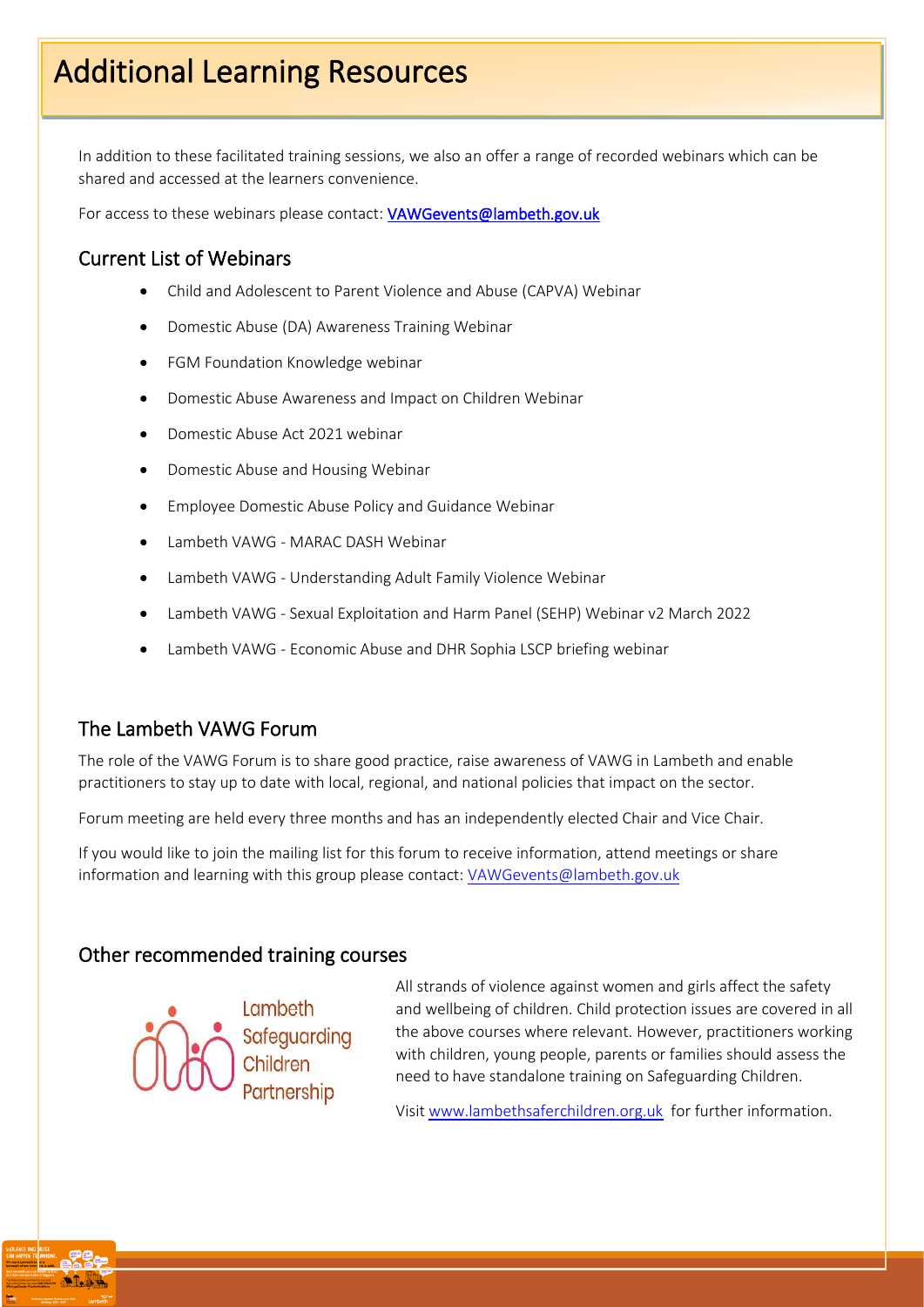# Additional Learning Resources

In addition to these facilitated training sessions, we also an offer a range of recorded webinars which can be shared and accessed at the learners convenience.

For access to these webinars please contact: **VAWGevents@lambeth.gov.uk**

## Current List of Webinars

- Child and Adolescent to Parent Violence and Abuse (CAPVA) Webinar
- Domestic Abuse (DA) Awareness Training Webinar
- FGM Foundation Knowledge webinar
- Domestic Abuse Awareness and Impact on Children Webinar
- Domestic Abuse Act 2021 webinar
- Domestic Abuse and Housing Webinar
- Employee Domestic Abuse Policy and Guidance Webinar
- Lambeth VAWG - MARAC DASH Webinar
- Lambeth VAWG - Understanding Adult Family Violence Webinar
- Lambeth VAWG - Sexual Exploitation and Harm Panel (SEHP) Webinar v2 March 2022
- Lambeth VAWG - Economic Abuse and DHR Sophia LSCP briefing webinar

## The Lambeth VAWG Forum

The role of the VAWG Forum is to share good practice, raise awareness of VAWG in Lambeth and enable practitioners to stay up to date with local, regional, and national policies that impact on the sector.

Forum meeting are held every three months and has an independently elected Chair and Vice Chair.

If you would like to join the mailing list for this forum to receive information, attend meetings or share information and learning with this group please contact: VAWGevents@lambeth.gov.uk

## Other recommended training courses

Lambeth Safeguarding Children Partnership

All strands of violence against women and girls affect the safety and wellbeing of children. Child protection issues are covered in all the above courses where relevant. However, practitioners working with children, young people, parents or families should assess the need to have standalone training on Safeguarding Children.

Visit www.lambethsaferchildren.org.uk for further information.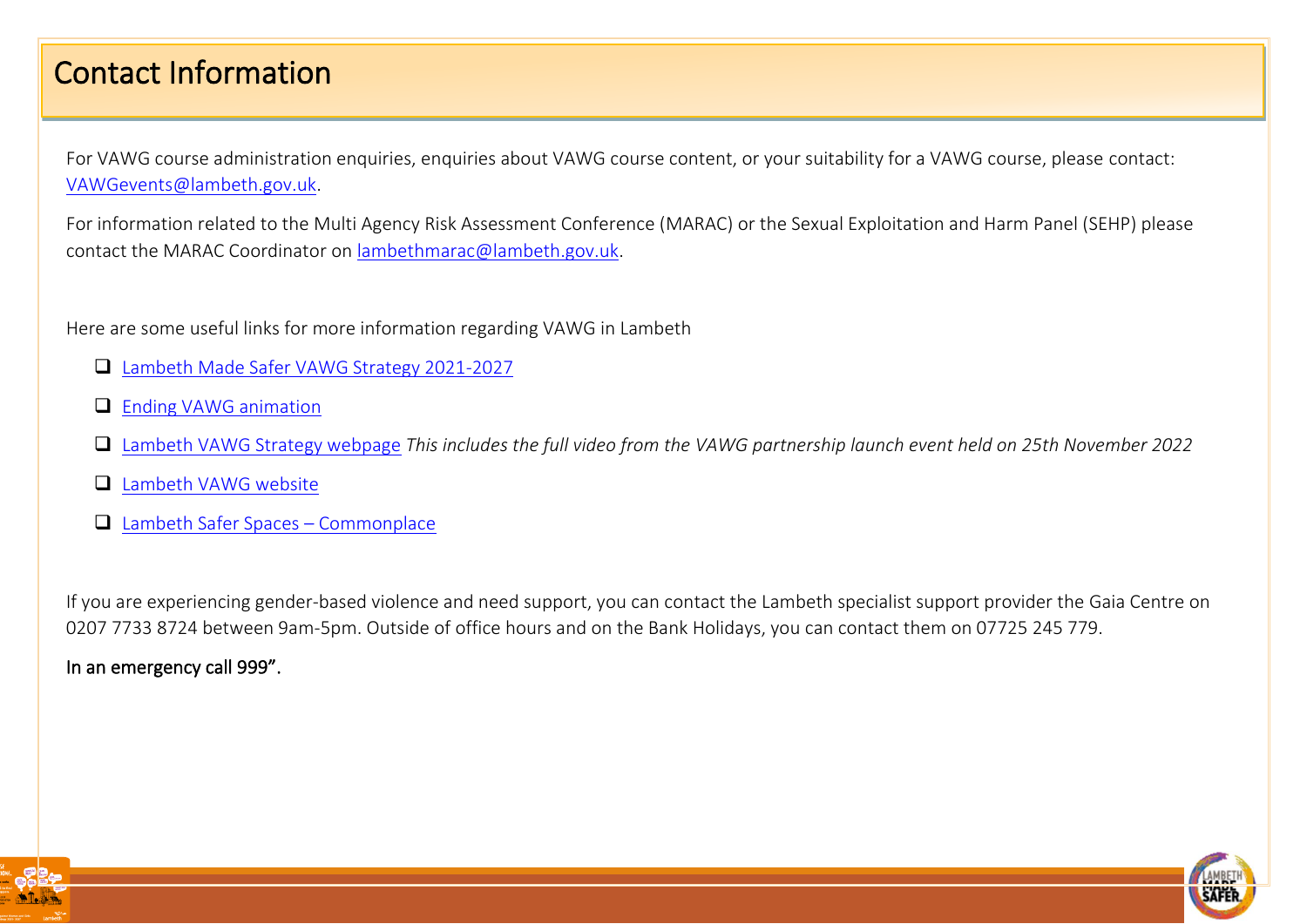# Contact Information

For VAWG course administration enquiries, enquiries about VAWG course content, or your suitability for a VAWG course, please contact: VAWGevents@lambeth.gov.uk.

For information related to the Multi Agency Risk Assessment Conference (MARAC) or the Sexual Exploitation and Harm Panel (SEHP) please contact the MARAC Coordinator on lambethmarac@lambeth.gov.uk.

Here are some useful links for more information regarding VAWG in Lambeth

- Lambeth Made Safer VAWG Strategy 2021-2027
- Ending VAWG animation
- Lambeth VAWG Strategy webpage *This includes the full video from the VAWG partnership launch event held on 25th November 2022*
- Lambeth VAWG website
- Lambeth Safer Spaces – Commonplace

If you are experiencing gender-based violence and need support, you can contact the Lambeth specialist support provider the Gaia Centre on 0207 7733 8724 between 9am-5pm. Outside of office hours and on the Bank Holidays, you can contact them on 07725 245 779.

In an emergency call 999".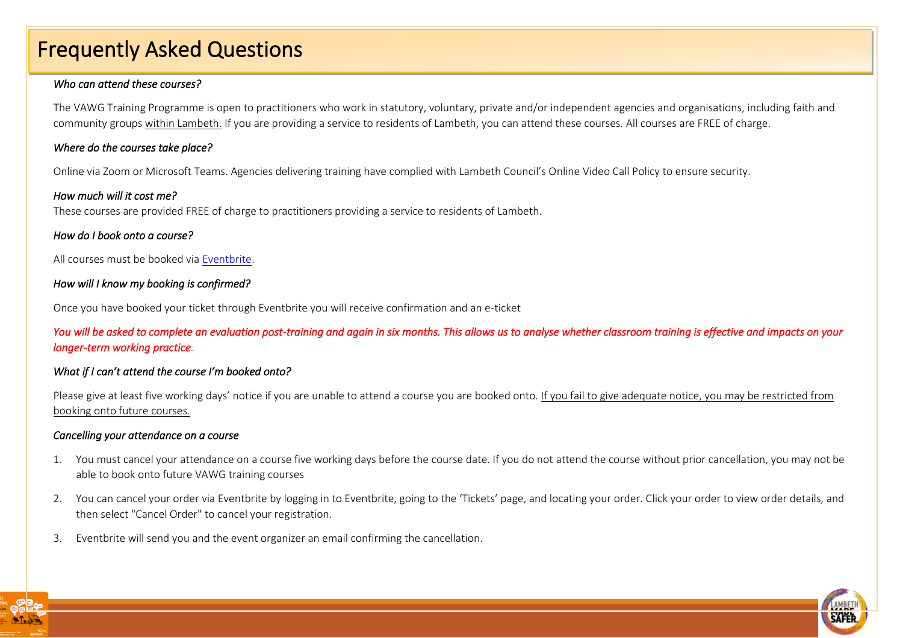# Frequently Asked Questions

*Who can attend these courses?*

The VAWG Training Programme is open to practitioners who work in statutory, voluntary, private and/or independent agencies and organisations, including faith and community groups within Lambeth. If you are providing a service to residents of Lambeth, you can attend these courses. All courses are FREE of charge.

*Where do the courses take place?*

Online via Zoom or Microsoft Teams. Agencies delivering training have complied with Lambeth Council's Online Video Call Policy to ensure security.

*How much will it cost me?*

These courses are provided FREE of charge to practitioners providing a service to residents of Lambeth.

*How do I book onto a course?*

All courses must be booked via Eventbrite.

*How will I know my booking is confirmed?*

Once you have booked your ticket through Eventbrite you will receive confirmation and an e-ticket

*You will be asked to complete an evaluation post-training and again in six months. This allows us to analyse whether classroom training is effective and impacts on your longer-term working practice.*

*What if I can't attend the course I'm booked onto?*

Please give at least five working days' notice if you are unable to attend a course you are booked onto. If you fail to give adequate notice, you may be restricted from booking onto future courses.

*Cancelling your attendance on a course*

1. You must cancel your attendance on a course five working days before the course date. If you do not attend the course without prior cancellation, you may not be able to book onto future VAWG training courses
2. You can cancel your order via Eventbrite by logging in to Eventbrite, going to the 'Tickets' page, and locating your order. Click your order to view order details, and then select "Cancel Order" to cancel your registration.
3. Eventbrite will send you and the event organizer an email confirming the cancellation.